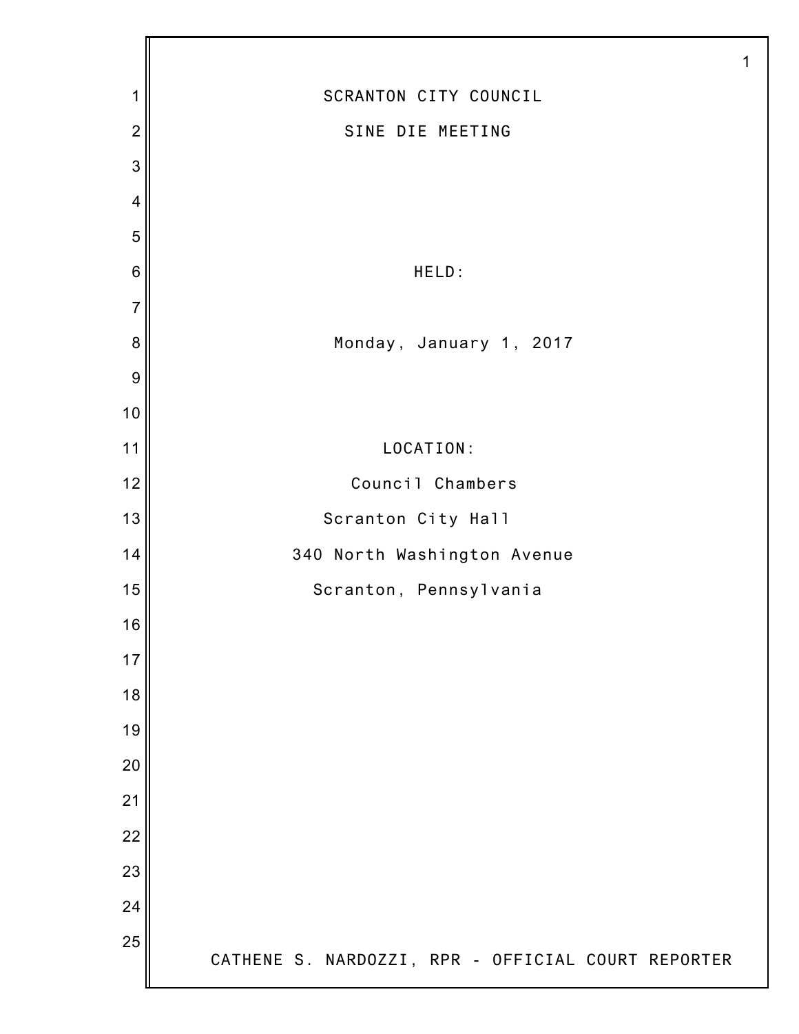# SCRANTON CITY COUNCIL

## SINE DIE MEETING

HELD:

Monday, January 1, 2017

LOCATION:

Council Chambers

Scranton City Hall

340 North Washington Avenue

Scranton, Pennsylvania

CATHENE S. NARDOZZI, RPR - OFFICIAL COURT REPORTER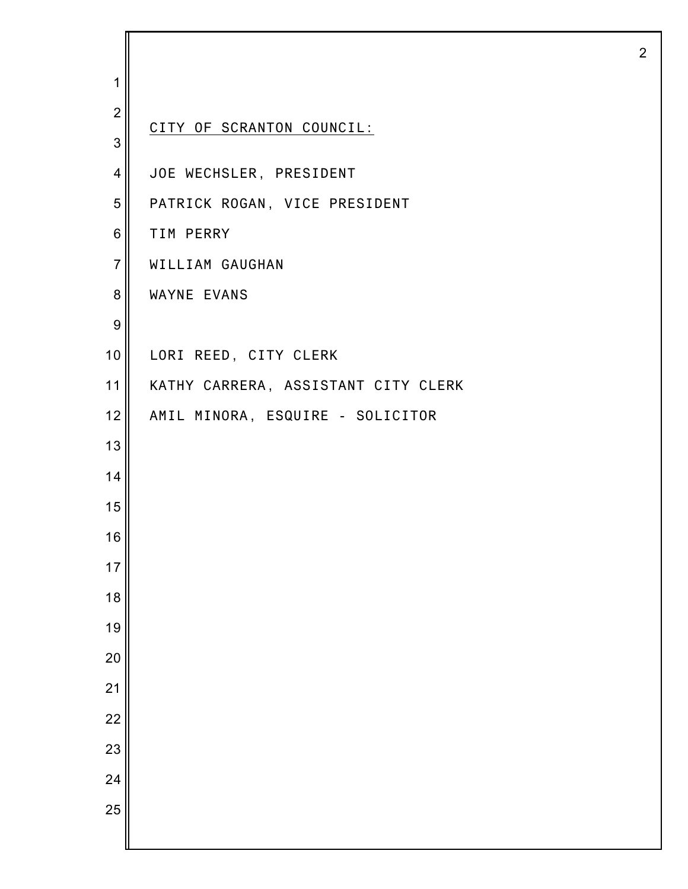CITY OF SCRANTON COUNCIL:

JOE WECHSLER, PRESIDENT

PATRICK ROGAN, VICE PRESIDENT

TIM PERRY

WILLIAM GAUGHAN

WAYNE EVANS

LORI REED, CITY CLERK

KATHY CARRERA, ASSISTANT CITY CLERK

AMIL MINORA, ESQUIRE - SOLICITOR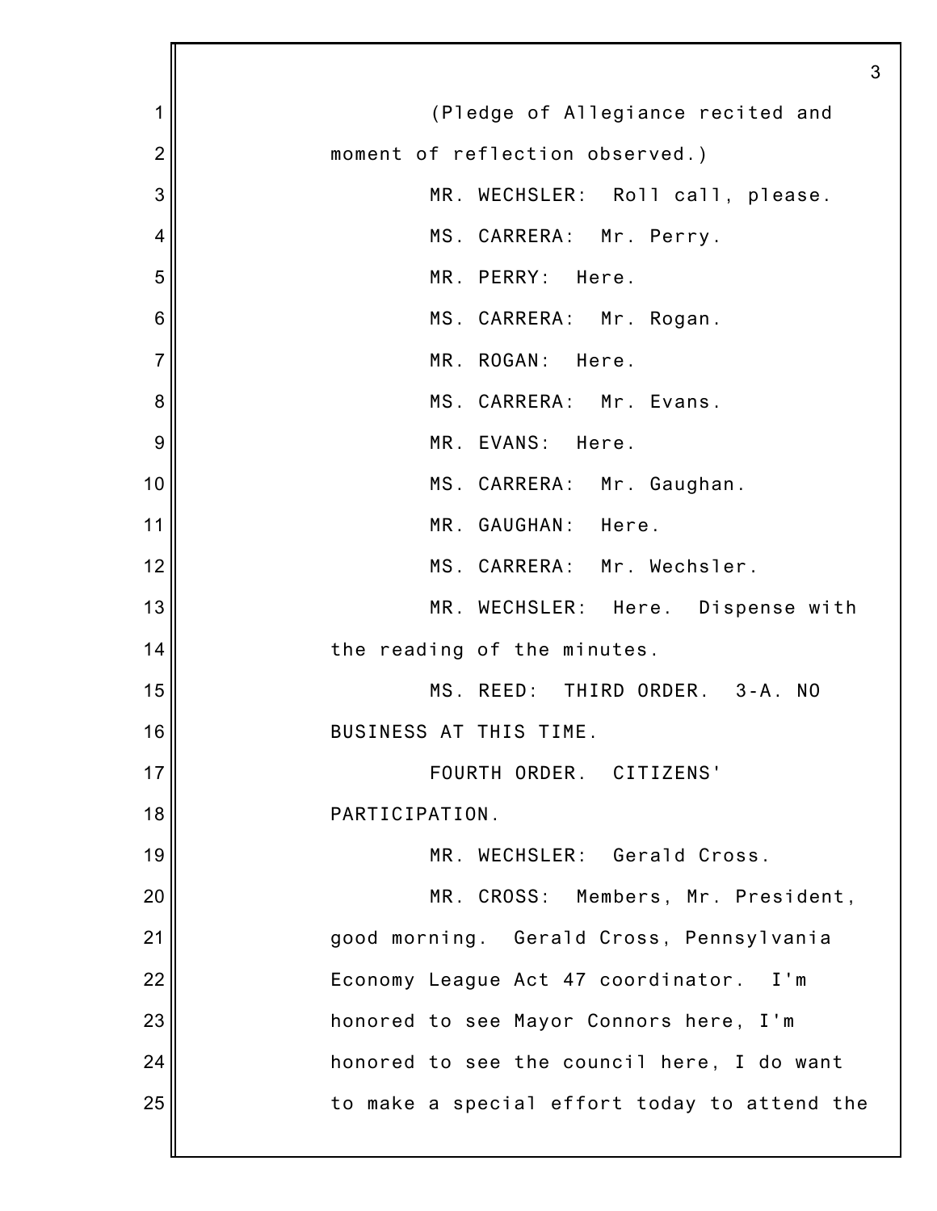(Pledge of Allegiance recited and moment of reflection observed.)

MR. WECHSLER: Roll call, please.

MS. CARRERA: Mr. Perry.

MR. PERRY: Here.

MS. CARRERA: Mr. Rogan.

MR. ROGAN: Here.

MS. CARRERA: Mr. Evans.

MR. EVANS: Here.

MS. CARRERA: Mr. Gaughan.

MR. GAUGHAN: Here.

MS. CARRERA: Mr. Wechsler.

MR. WECHSLER: Here. Dispense with the reading of the minutes.

MS. REED: THIRD ORDER. 3-A. NO BUSINESS AT THIS TIME.

FOURTH ORDER. CITIZENS' PARTICIPATION.

MR. WECHSLER: Gerald Cross.

MR. CROSS: Members, Mr. President, good morning. Gerald Cross, Pennsylvania Economy League Act 47 coordinator. I'm honored to see Mayor Connors here, I'm honored to see the council here, I do want to make a special effort today to attend the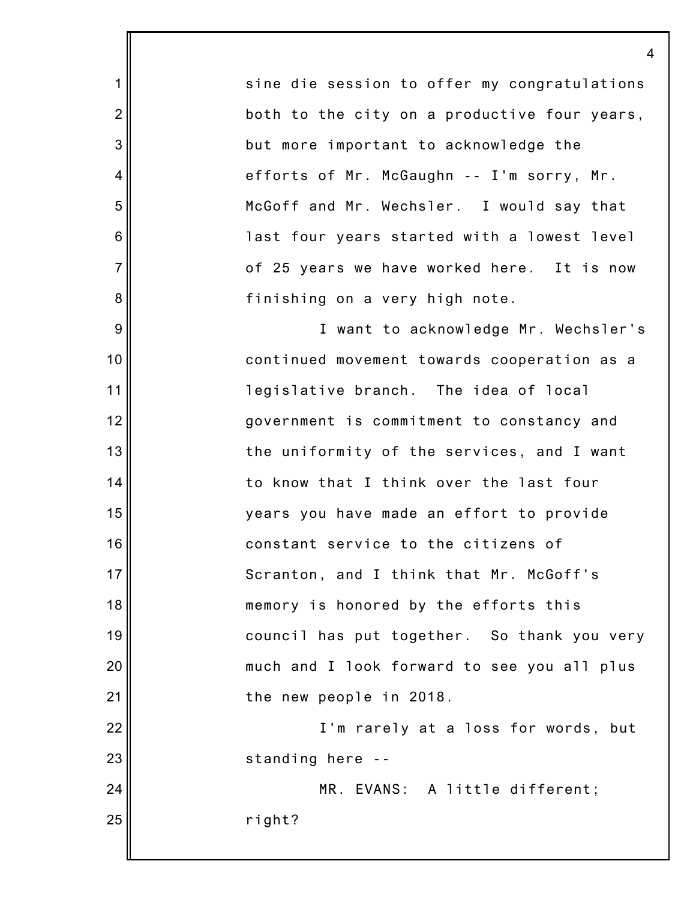sine die session to offer my congratulations both to the city on a productive four years, but more important to acknowledge the efforts of Mr. McGaughn -- I'm sorry, Mr. McGoff and Mr. Wechsler. I would say that last four years started with a lowest level of 25 years we have worked here. It is now finishing on a very high note.

I want to acknowledge Mr. Wechsler's continued movement towards cooperation as a legislative branch. The idea of local government is commitment to constancy and the uniformity of the services, and I want to know that I think over the last four years you have made an effort to provide constant service to the citizens of Scranton, and I think that Mr. McGoff's memory is honored by the efforts this council has put together. So thank you very much and I look forward to see you all plus the new people in 2018.

I'm rarely at a loss for words, but standing here --

MR. EVANS: A little different; right?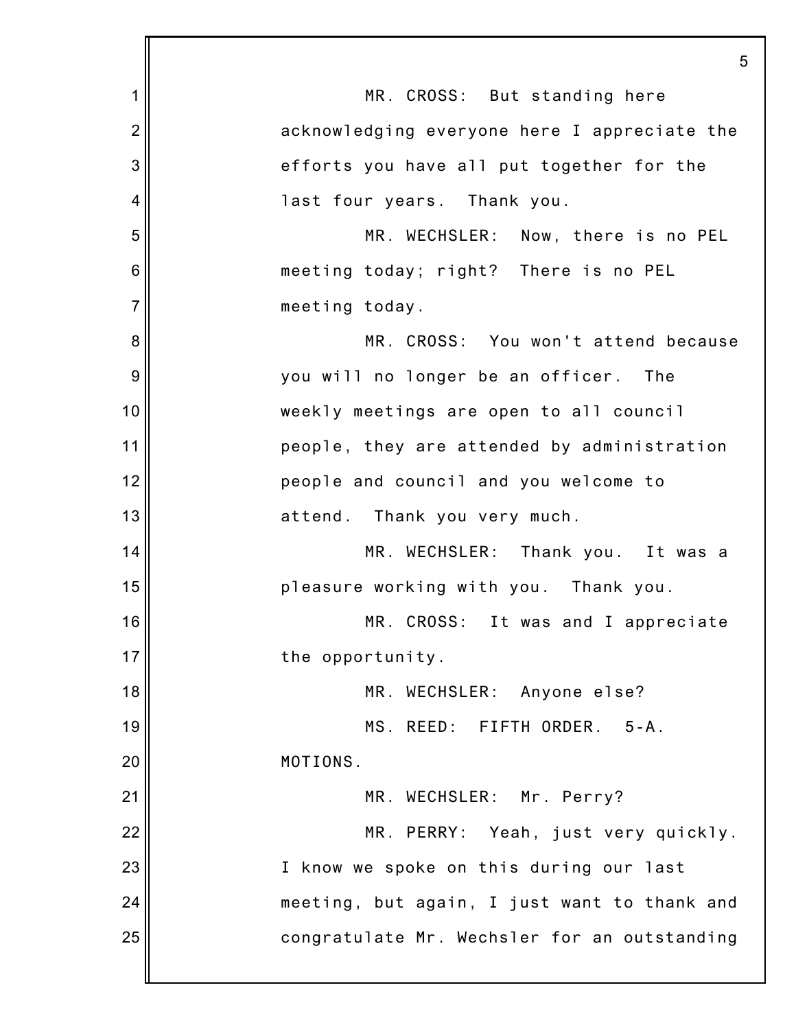MR. CROSS: But standing here acknowledging everyone here I appreciate the efforts you have all put together for the last four years. Thank you.

MR. WECHSLER: Now, there is no PEL meeting today; right? There is no PEL meeting today.

MR. CROSS: You won't attend because you will no longer be an officer. The weekly meetings are open to all council people, they are attended by administration people and council and you welcome to attend. Thank you very much.

MR. WECHSLER: Thank you. It was a pleasure working with you. Thank you.

MR. CROSS: It was and I appreciate the opportunity.

MR. WECHSLER: Anyone else?

MS. REED: FIFTH ORDER. 5-A. MOTIONS.

MR. WECHSLER: Mr. Perry?

MR. PERRY: Yeah, just very quickly. I know we spoke on this during our last meeting, but again, I just want to thank and congratulate Mr. Wechsler for an outstanding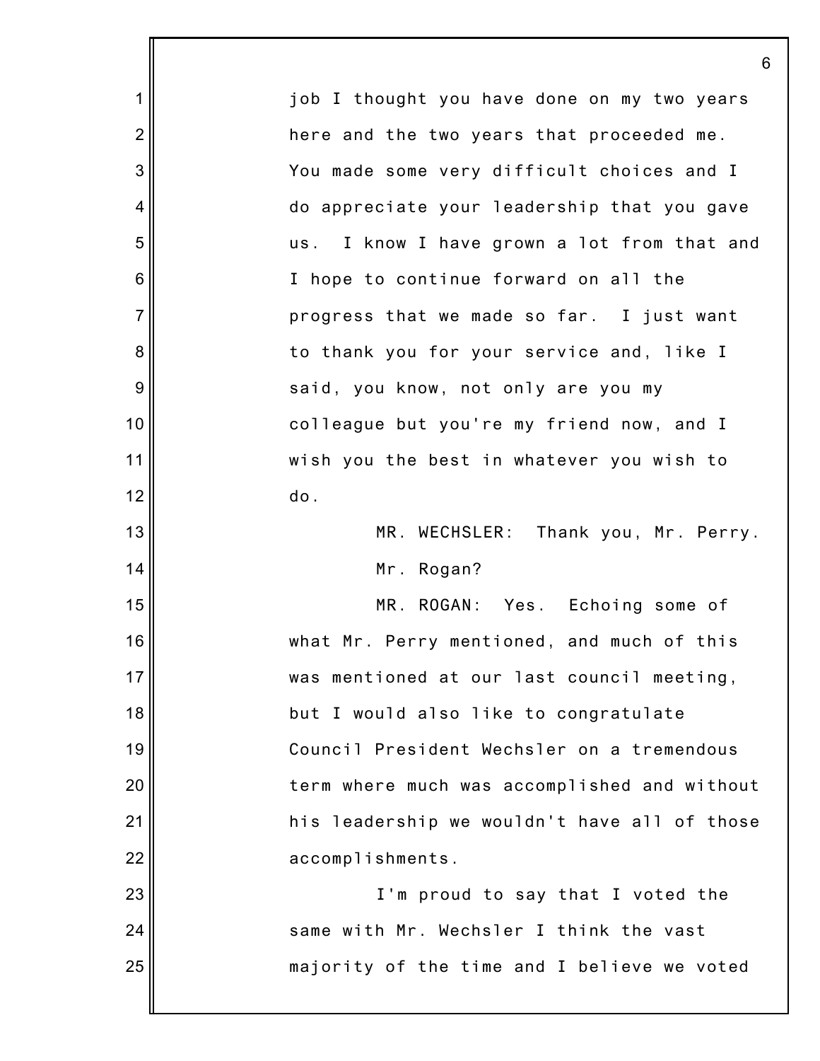job I thought you have done on my two years here and the two years that proceeded me. You made some very difficult choices and I do appreciate your leadership that you gave us. I know I have grown a lot from that and I hope to continue forward on all the progress that we made so far. I just want to thank you for your service and, like I said, you know, not only are you my colleague but you're my friend now, and I wish you the best in whatever you wish to do.

MR. WECHSLER: Thank you, Mr. Perry.

Mr. Rogan?

MR. ROGAN: Yes. Echoing some of what Mr. Perry mentioned, and much of this was mentioned at our last council meeting, but I would also like to congratulate Council President Wechsler on a tremendous term where much was accomplished and without his leadership we wouldn't have all of those accomplishments.

I'm proud to say that I voted the same with Mr. Wechsler I think the vast majority of the time and I believe we voted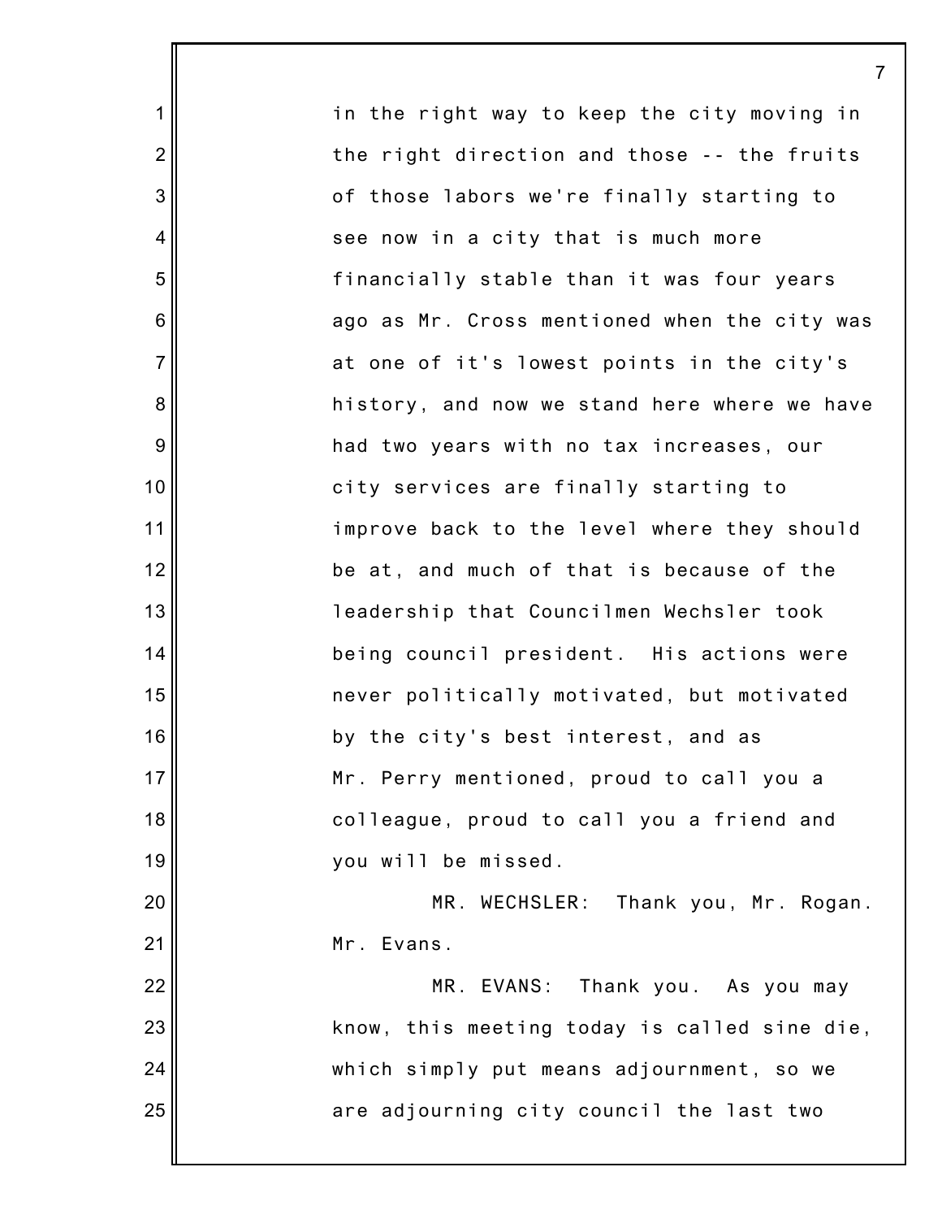in the right way to keep the city moving in the right direction and those -- the fruits of those labors we're finally starting to see now in a city that is much more financially stable than it was four years ago as Mr. Cross mentioned when the city was at one of it's lowest points in the city's history, and now we stand here where we have had two years with no tax increases, our city services are finally starting to improve back to the level where they should be at, and much of that is because of the leadership that Councilmen Wechsler took being council president. His actions were never politically motivated, but motivated by the city's best interest, and as Mr. Perry mentioned, proud to call you a colleague, proud to call you a friend and you will be missed.

MR. WECHSLER: Thank you, Mr. Rogan. Mr. Evans.

MR. EVANS: Thank you. As you may know, this meeting today is called sine die, which simply put means adjournment, so we are adjourning city council the last two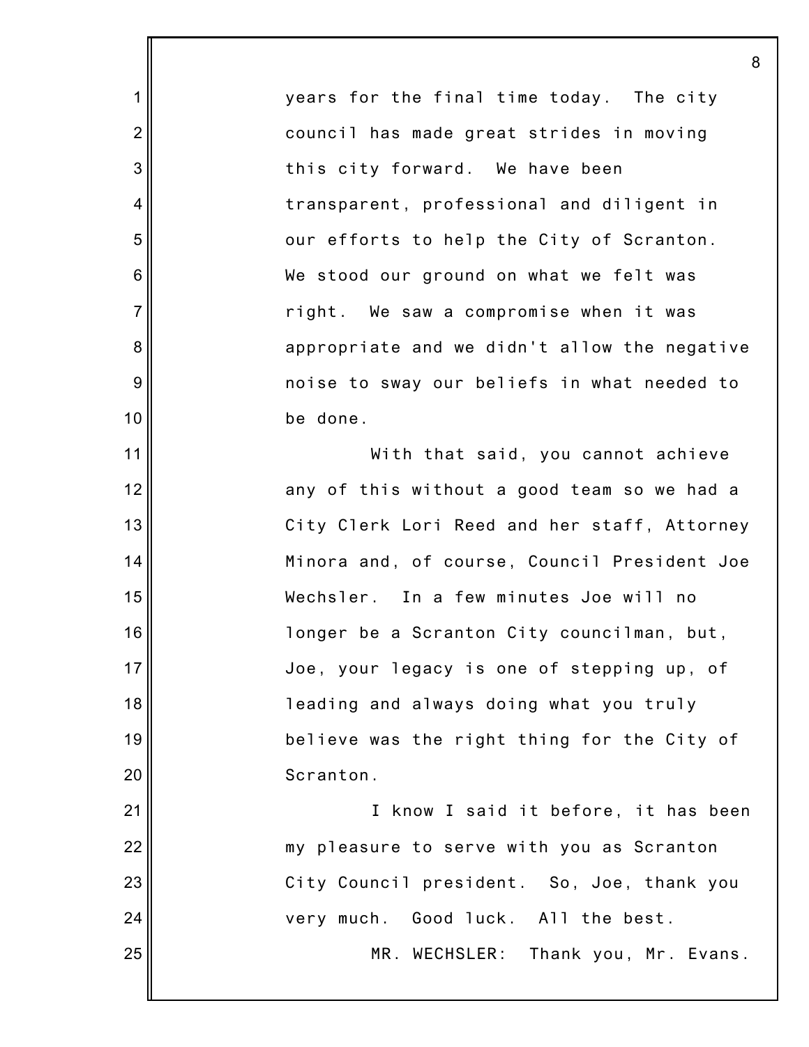years for the final time today. The city council has made great strides in moving this city forward. We have been transparent, professional and diligent in our efforts to help the City of Scranton. We stood our ground on what we felt was right. We saw a compromise when it was appropriate and we didn't allow the negative noise to sway our beliefs in what needed to be done.

With that said, you cannot achieve any of this without a good team so we had a City Clerk Lori Reed and her staff, Attorney Minora and, of course, Council President Joe Wechsler. In a few minutes Joe will no longer be a Scranton City councilman, but, Joe, your legacy is one of stepping up, of leading and always doing what you truly believe was the right thing for the City of Scranton.

I know I said it before, it has been my pleasure to serve with you as Scranton City Council president. So, Joe, thank you very much. Good luck. All the best.

MR. WECHSLER: Thank you, Mr. Evans.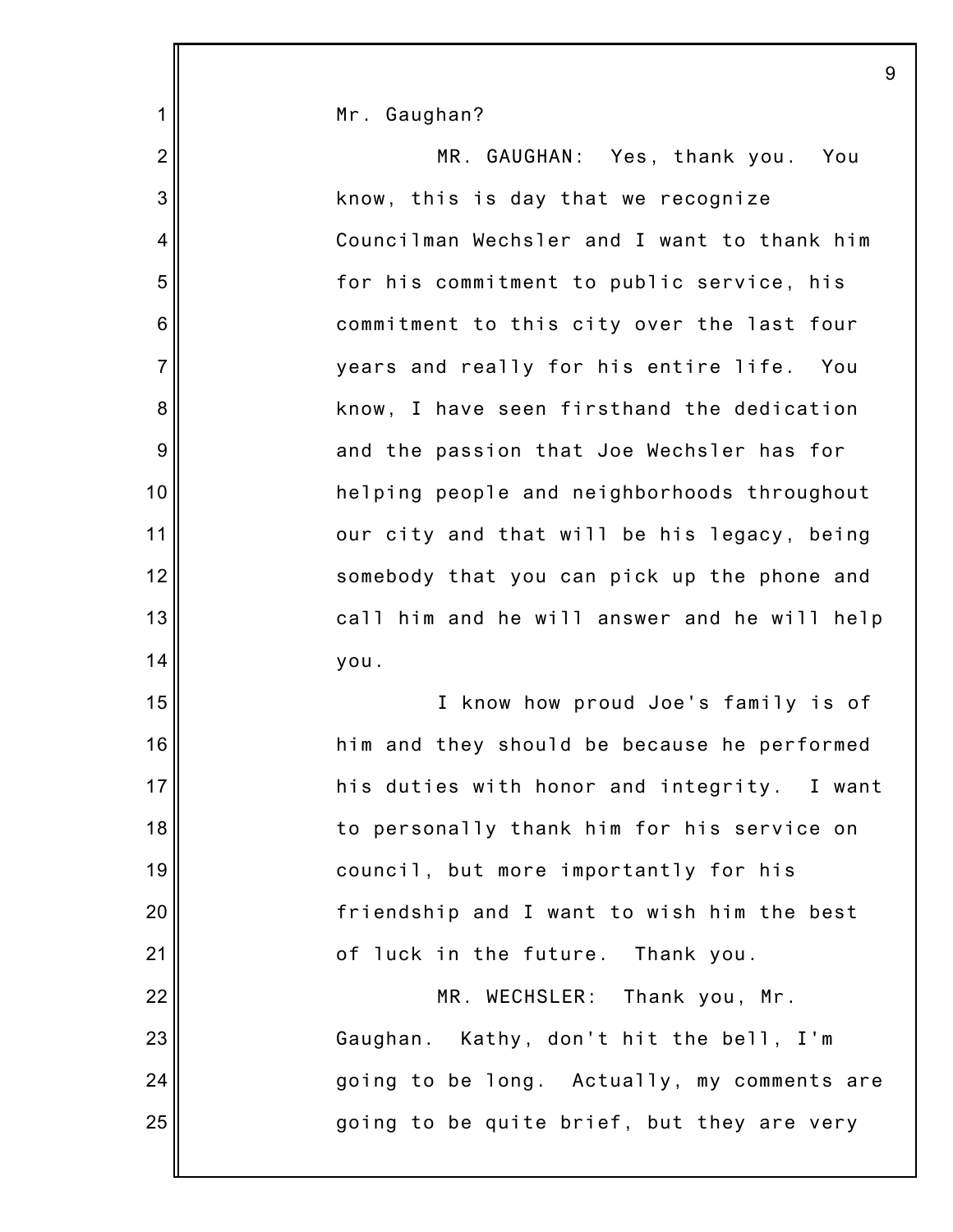Mr. Gaughan?

MR. GAUGHAN: Yes, thank you. You know, this is day that we recognize Councilman Wechsler and I want to thank him for his commitment to public service, his commitment to this city over the last four years and really for his entire life. You know, I have seen firsthand the dedication and the passion that Joe Wechsler has for helping people and neighborhoods throughout our city and that will be his legacy, being somebody that you can pick up the phone and call him and he will answer and he will help you.

I know how proud Joe's family is of him and they should be because he performed his duties with honor and integrity. I want to personally thank him for his service on council, but more importantly for his friendship and I want to wish him the best of luck in the future. Thank you.

MR. WECHSLER: Thank you, Mr. Gaughan. Kathy, don't hit the bell, I'm going to be long. Actually, my comments are going to be quite brief, but they are very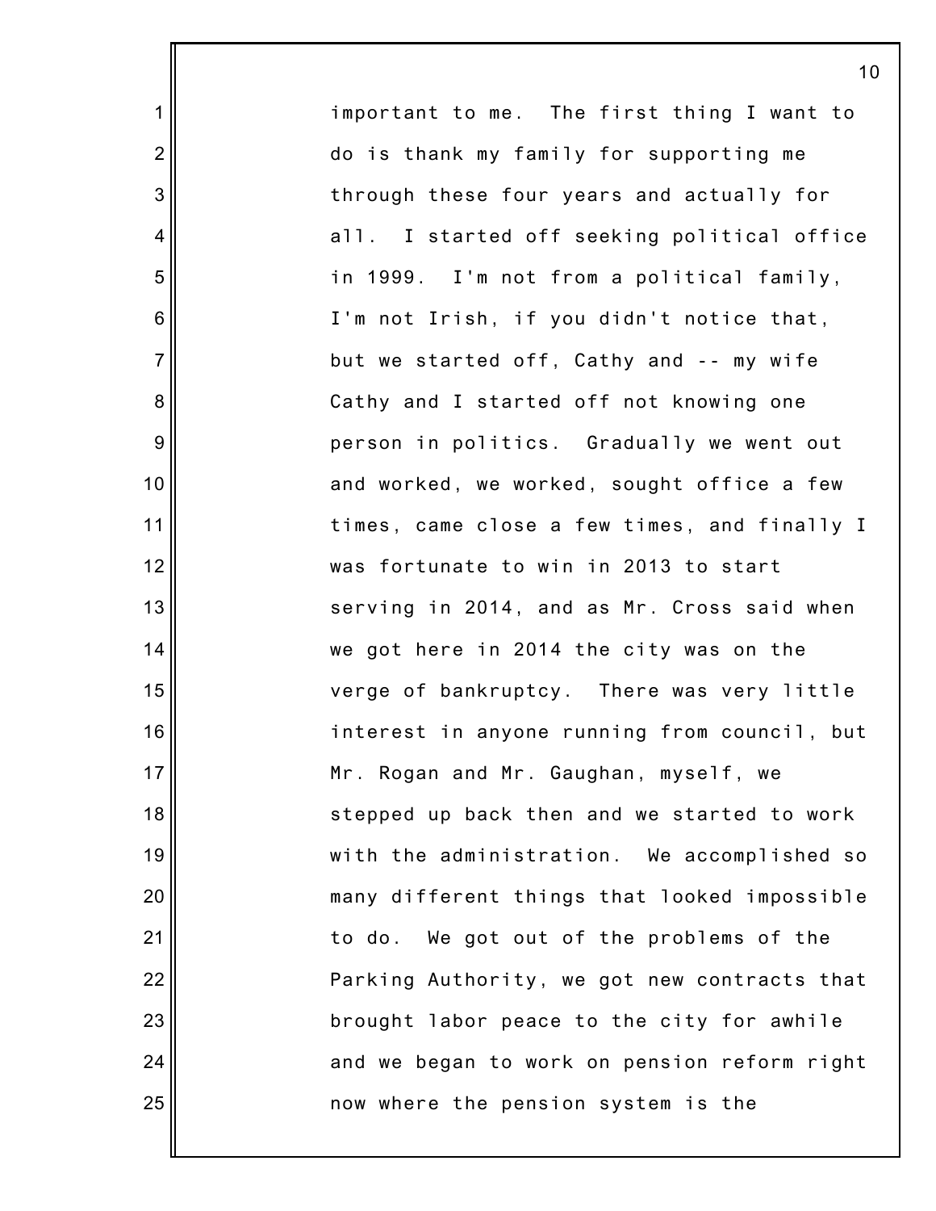important to me. The first thing I want to do is thank my family for supporting me through these four years and actually for all. I started off seeking political office in 1999. I'm not from a political family, I'm not Irish, if you didn't notice that, but we started off, Cathy and -- my wife Cathy and I started off not knowing one person in politics. Gradually we went out and worked, we worked, sought office a few times, came close a few times, and finally I was fortunate to win in 2013 to start serving in 2014, and as Mr. Cross said when we got here in 2014 the city was on the verge of bankruptcy. There was very little interest in anyone running from council, but Mr. Rogan and Mr. Gaughan, myself, we stepped up back then and we started to work with the administration. We accomplished so many different things that looked impossible to do. We got out of the problems of the Parking Authority, we got new contracts that brought labor peace to the city for awhile and we began to work on pension reform right now where the pension system is the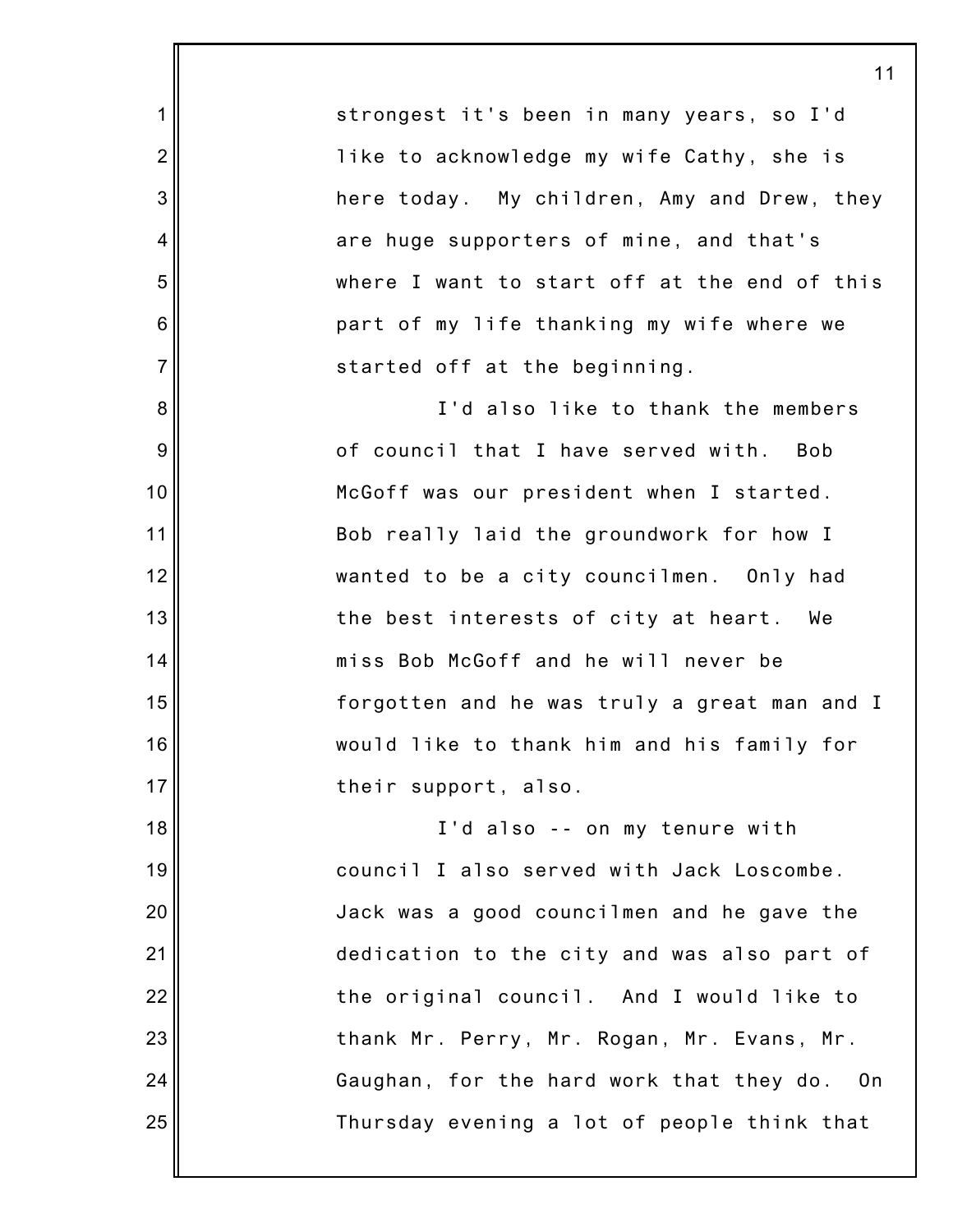strongest it's been in many years, so I'd like to acknowledge my wife Cathy, she is here today. My children, Amy and Drew, they are huge supporters of mine, and that's where I want to start off at the end of this part of my life thanking my wife where we started off at the beginning.

I'd also like to thank the members of council that I have served with. Bob McGoff was our president when I started. Bob really laid the groundwork for how I wanted to be a city councilmen. Only had the best interests of city at heart. We miss Bob McGoff and he will never be forgotten and he was truly a great man and I would like to thank him and his family for their support, also.

I'd also -- on my tenure with council I also served with Jack Loscombe. Jack was a good councilmen and he gave the dedication to the city and was also part of the original council. And I would like to thank Mr. Perry, Mr. Rogan, Mr. Evans, Mr. Gaughan, for the hard work that they do. On Thursday evening a lot of people think that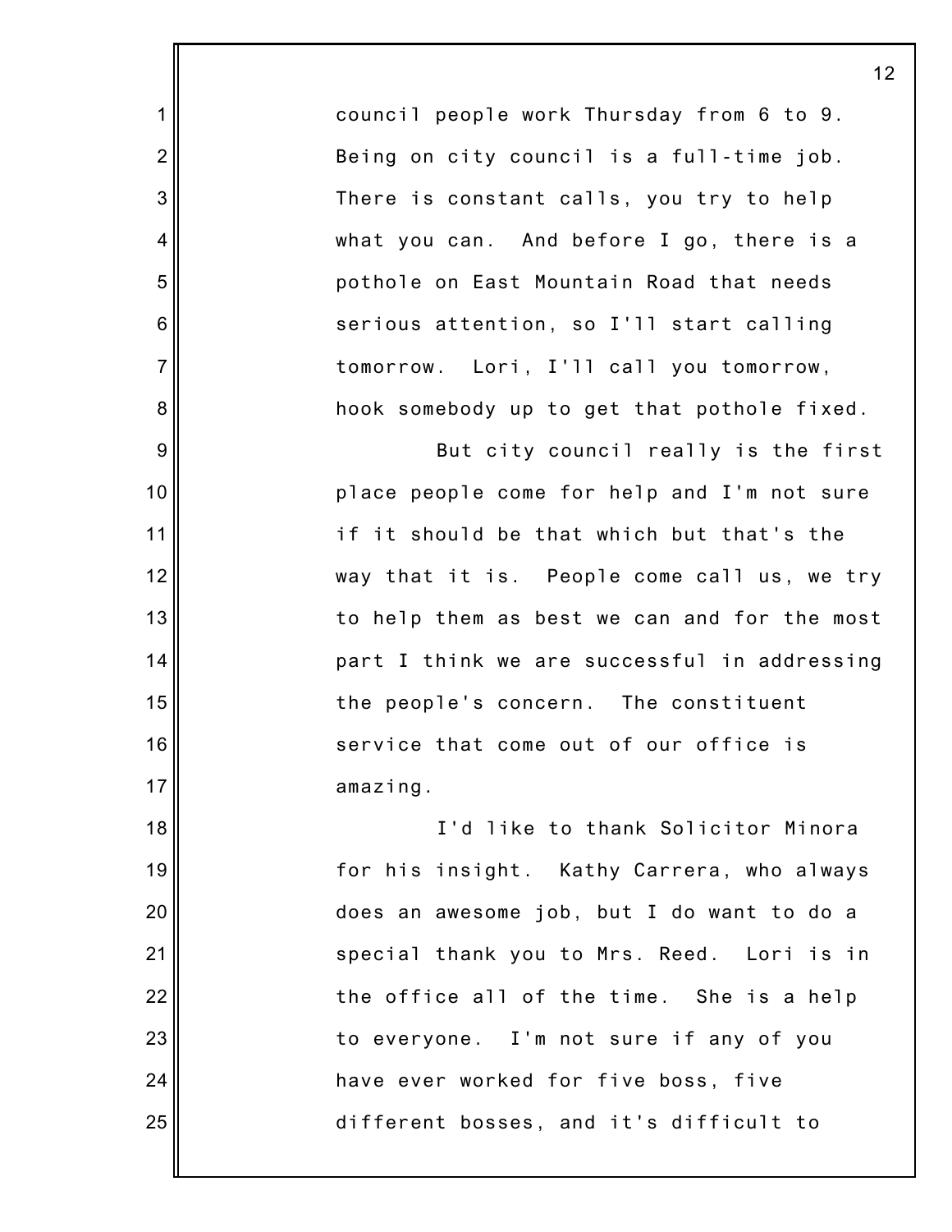council people work Thursday from 6 to 9. Being on city council is a full-time job. There is constant calls, you try to help what you can. And before I go, there is a pothole on East Mountain Road that needs serious attention, so I'll start calling tomorrow. Lori, I'll call you tomorrow, hook somebody up to get that pothole fixed.

But city council really is the first place people come for help and I'm not sure if it should be that which but that's the way that it is. People come call us, we try to help them as best we can and for the most part I think we are successful in addressing the people's concern. The constituent service that come out of our office is amazing.

I'd like to thank Solicitor Minora for his insight. Kathy Carrera, who always does an awesome job, but I do want to do a special thank you to Mrs. Reed. Lori is in the office all of the time. She is a help to everyone. I'm not sure if any of you have ever worked for five boss, five different bosses, and it's difficult to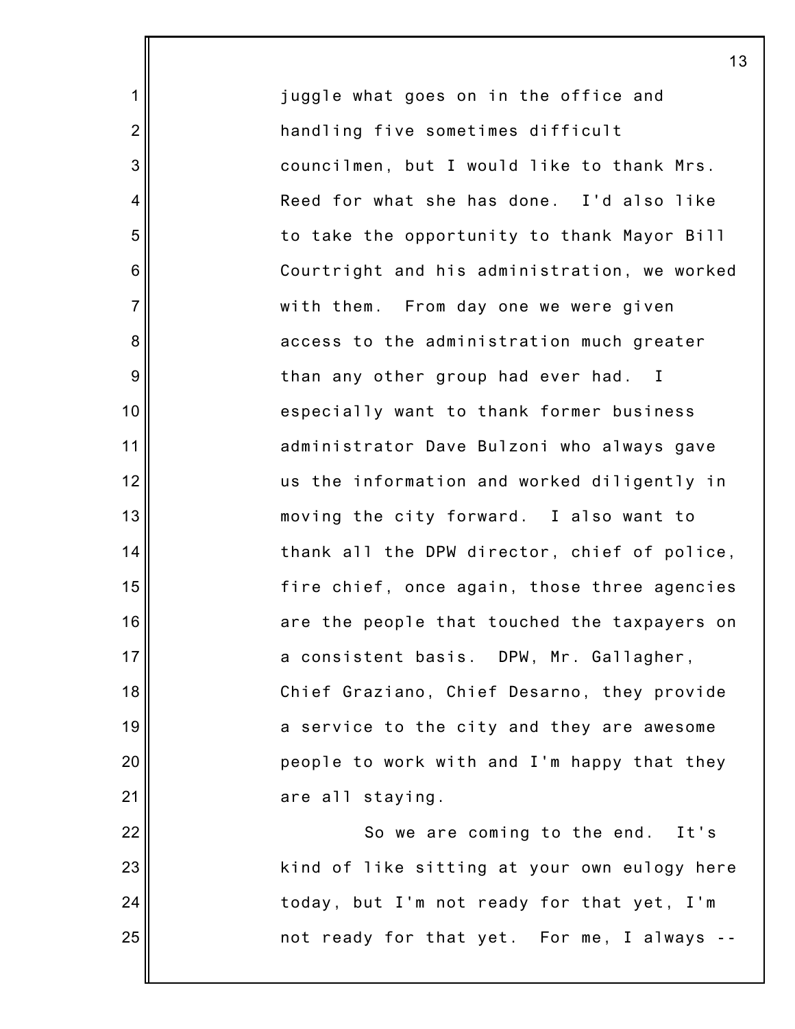juggle what goes on in the office and handling five sometimes difficult councilmen, but I would like to thank Mrs. Reed for what she has done. I'd also like to take the opportunity to thank Mayor Bill Courtright and his administration, we worked with them. From day one we were given access to the administration much greater than any other group had ever had. I especially want to thank former business administrator Dave Bulzoni who always gave us the information and worked diligently in moving the city forward. I also want to thank all the DPW director, chief of police, fire chief, once again, those three agencies are the people that touched the taxpayers on a consistent basis. DPW, Mr. Gallagher, Chief Graziano, Chief Desarno, they provide a service to the city and they are awesome people to work with and I'm happy that they are all staying.

So we are coming to the end. It's kind of like sitting at your own eulogy here today, but I'm not ready for that yet, I'm not ready for that yet. For me, I always --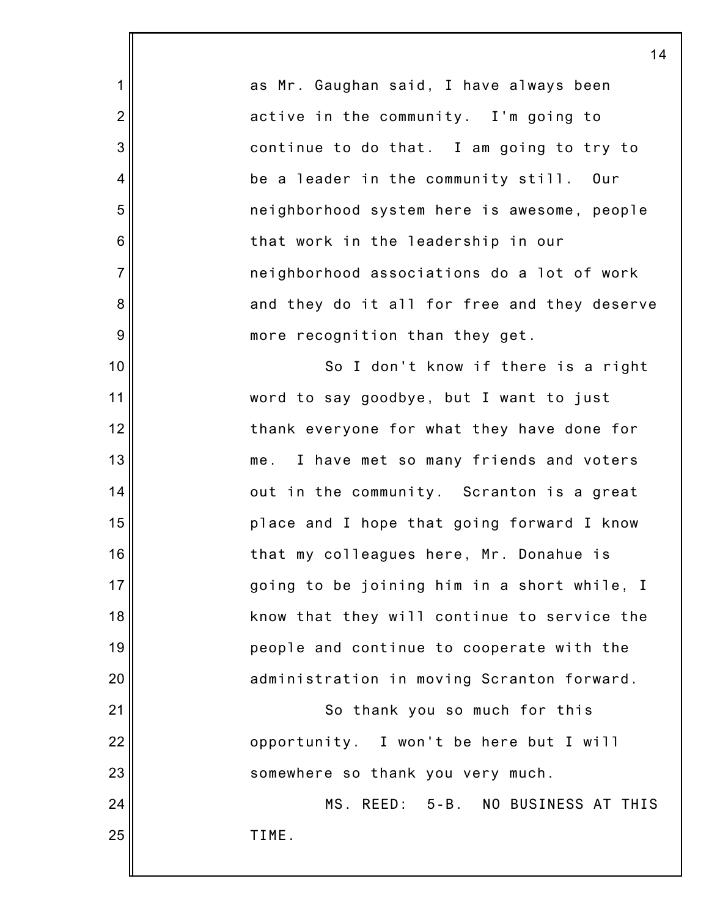as Mr. Gaughan said, I have always been active in the community. I'm going to continue to do that. I am going to try to be a leader in the community still. Our neighborhood system here is awesome, people that work in the leadership in our neighborhood associations do a lot of work and they do it all for free and they deserve more recognition than they get.

So I don't know if there is a right word to say goodbye, but I want to just thank everyone for what they have done for me. I have met so many friends and voters out in the community. Scranton is a great place and I hope that going forward I know that my colleagues here, Mr. Donahue is going to be joining him in a short while, I know that they will continue to service the people and continue to cooperate with the administration in moving Scranton forward.

So thank you so much for this opportunity. I won't be here but I will somewhere so thank you very much.

MS. REED: 5-B. NO BUSINESS AT THIS TIME.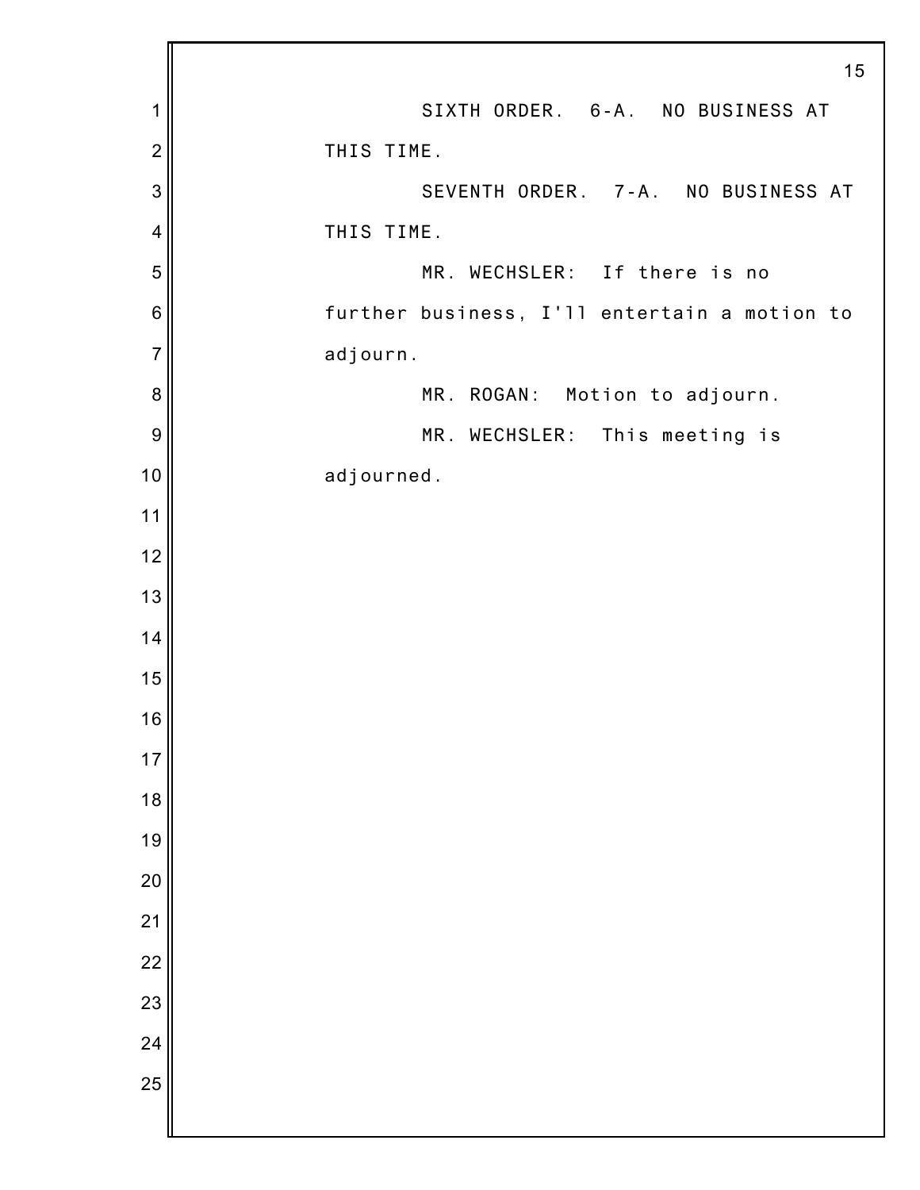SIXTH ORDER. 6-A. NO BUSINESS AT THIS TIME.

SEVENTH ORDER. 7-A. NO BUSINESS AT THIS TIME.

MR. WECHSLER: If there is no further business, I'll entertain a motion to adjourn.

MR. ROGAN: Motion to adjourn.

MR. WECHSLER: This meeting is adjourned.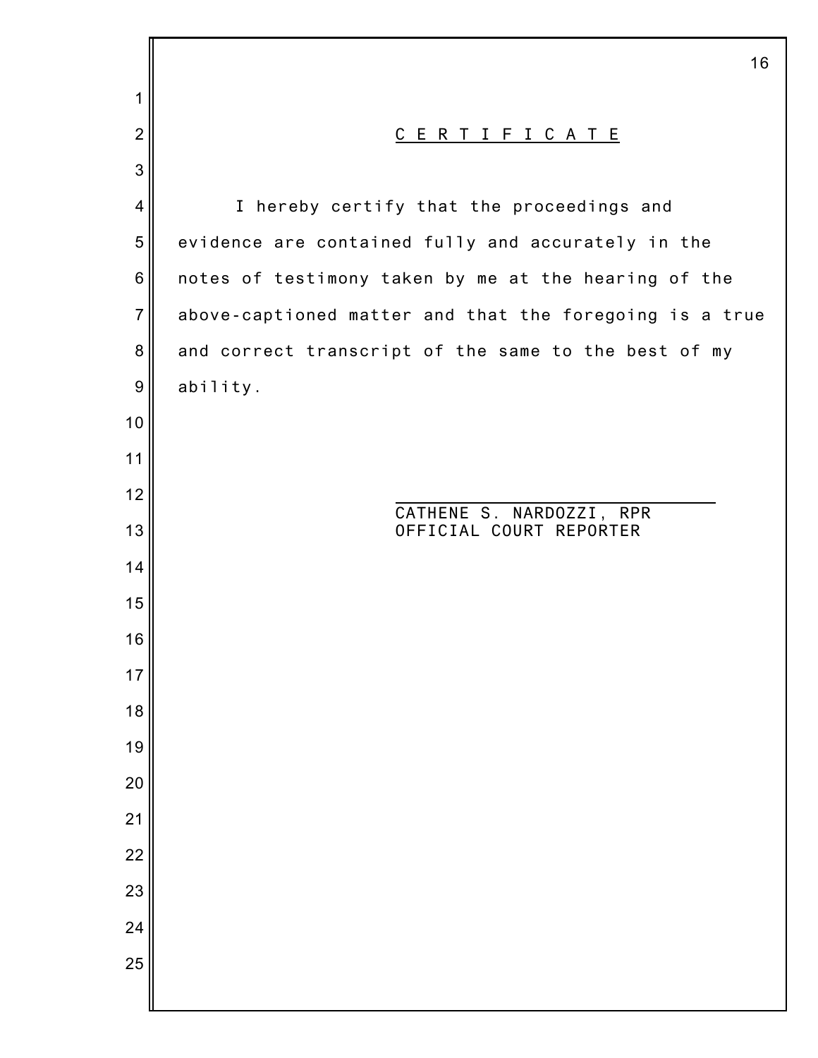## C E R T I F I C A T E

I hereby certify that the proceedings and evidence are contained fully and accurately in the notes of testimony taken by me at the hearing of the above-captioned matter and that the foregoing is a true and correct transcript of the same to the best of my ability.

CATHENE S. NARDOZZI, RPR
OFFICIAL COURT REPORTER